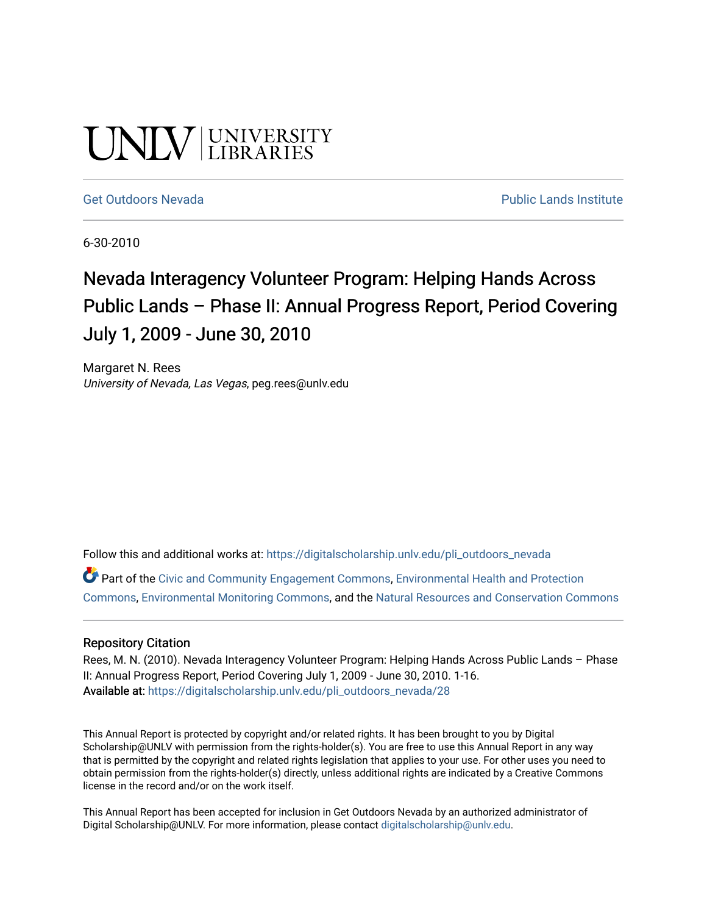UNLV | UNIVERSITY LIBRARIES

Get Outdoors Nevada | Public Lands Institute

6-30-2010

# Nevada Interagency Volunteer Program: Helping Hands Across Public Lands – Phase II: Annual Progress Report, Period Covering July 1, 2009 - June 30, 2010

Margaret N. Rees
*University of Nevada, Las Vegas*, peg.rees@unlv.edu

Follow this and additional works at: https://digitalscholarship.unlv.edu/pli_outdoors_nevada

Part of the Civic and Community Engagement Commons, Environmental Health and Protection Commons, Environmental Monitoring Commons, and the Natural Resources and Conservation Commons

### Repository Citation

Rees, M. N. (2010). Nevada Interagency Volunteer Program: Helping Hands Across Public Lands – Phase II: Annual Progress Report, Period Covering July 1, 2009 - June 30, 2010. 1-16.
**Available at:** https://digitalscholarship.unlv.edu/pli_outdoors_nevada/28

This Annual Report is protected by copyright and/or related rights. It has been brought to you by Digital Scholarship@UNLV with permission from the rights-holder(s). You are free to use this Annual Report in any way that is permitted by the copyright and related rights legislation that applies to your use. For other uses you need to obtain permission from the rights-holder(s) directly, unless additional rights are indicated by a Creative Commons license in the record and/or on the work itself.

This Annual Report has been accepted for inclusion in Get Outdoors Nevada by an authorized administrator of Digital Scholarship@UNLV. For more information, please contact digitalscholarship@unlv.edu.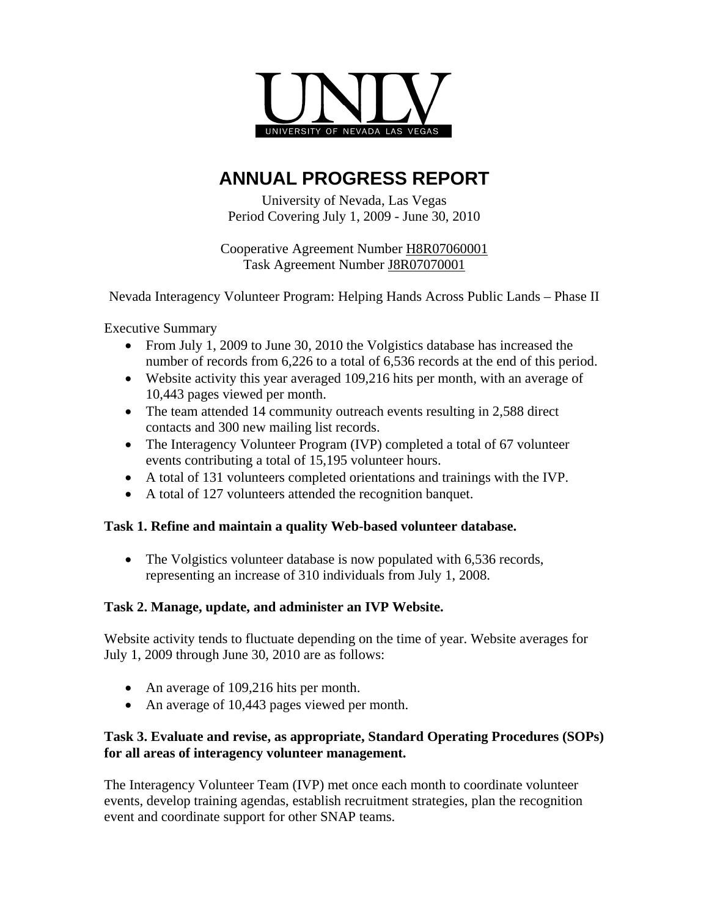UNLV
UNIVERSITY OF NEVADA LAS VEGAS

# ANNUAL PROGRESS REPORT

University of Nevada, Las Vegas
Period Covering July 1, 2009 - June 30, 2010

Cooperative Agreement Number H8R07060001
Task Agreement Number J8R07070001

Nevada Interagency Volunteer Program: Helping Hands Across Public Lands – Phase II

Executive Summary

- From July 1, 2009 to June 30, 2010 the Volgistics database has increased the number of records from 6,226 to a total of 6,536 records at the end of this period.
- Website activity this year averaged 109,216 hits per month, with an average of 10,443 pages viewed per month.
- The team attended 14 community outreach events resulting in 2,588 direct contacts and 300 new mailing list records.
- The Interagency Volunteer Program (IVP) completed a total of 67 volunteer events contributing a total of 15,195 volunteer hours.
- A total of 131 volunteers completed orientations and trainings with the IVP.
- A total of 127 volunteers attended the recognition banquet.

**Task 1. Refine and maintain a quality Web-based volunteer database.**

- The Volgistics volunteer database is now populated with 6,536 records, representing an increase of 310 individuals from July 1, 2008.

**Task 2. Manage, update, and administer an IVP Website.**

Website activity tends to fluctuate depending on the time of year. Website averages for July 1, 2009 through June 30, 2010 are as follows:

- An average of 109,216 hits per month.
- An average of 10,443 pages viewed per month.

**Task 3. Evaluate and revise, as appropriate, Standard Operating Procedures (SOPs) for all areas of interagency volunteer management.**

The Interagency Volunteer Team (IVP) met once each month to coordinate volunteer events, develop training agendas, establish recruitment strategies, plan the recognition event and coordinate support for other SNAP teams.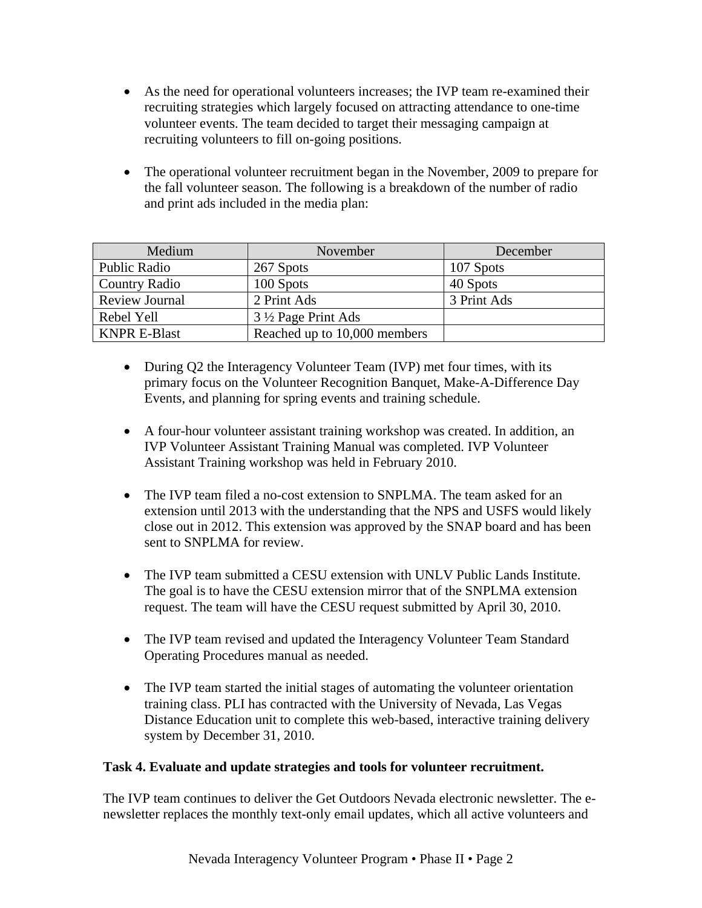- As the need for operational volunteers increases; the IVP team re-examined their recruiting strategies which largely focused on attracting attendance to one-time volunteer events. The team decided to target their messaging campaign at recruiting volunteers to fill on-going positions.

- The operational volunteer recruitment began in the November, 2009 to prepare for the fall volunteer season. The following is a breakdown of the number of radio and print ads included in the media plan:

| Medium | November | December |
|---|---|---|
| Public Radio | 267 Spots | 107 Spots |
| Country Radio | 100 Spots | 40 Spots |
| Review Journal | 2 Print Ads | 3 Print Ads |
| Rebel Yell | 3 ½ Page Print Ads | |
| KNPR E-Blast | Reached up to 10,000 members | |

- During Q2 the Interagency Volunteer Team (IVP) met four times, with its primary focus on the Volunteer Recognition Banquet, Make-A-Difference Day Events, and planning for spring events and training schedule.

- A four-hour volunteer assistant training workshop was created. In addition, an IVP Volunteer Assistant Training Manual was completed. IVP Volunteer Assistant Training workshop was held in February 2010.

- The IVP team filed a no-cost extension to SNPLMA. The team asked for an extension until 2013 with the understanding that the NPS and USFS would likely close out in 2012. This extension was approved by the SNAP board and has been sent to SNPLMA for review.

- The IVP team submitted a CESU extension with UNLV Public Lands Institute. The goal is to have the CESU extension mirror that of the SNPLMA extension request. The team will have the CESU request submitted by April 30, 2010.

- The IVP team revised and updated the Interagency Volunteer Team Standard Operating Procedures manual as needed.

- The IVP team started the initial stages of automating the volunteer orientation training class. PLI has contracted with the University of Nevada, Las Vegas Distance Education unit to complete this web-based, interactive training delivery system by December 31, 2010.

**Task 4. Evaluate and update strategies and tools for volunteer recruitment.**

The IVP team continues to deliver the Get Outdoors Nevada electronic newsletter. The e-newsletter replaces the monthly text-only email updates, which all active volunteers and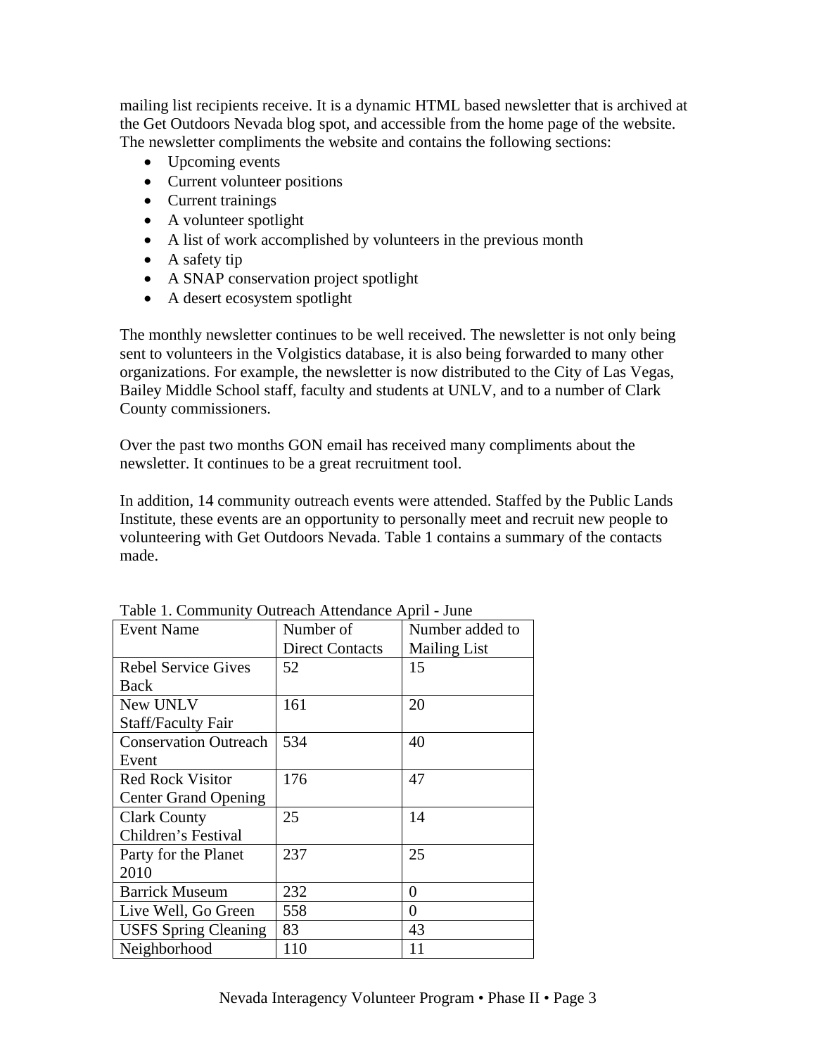mailing list recipients receive. It is a dynamic HTML based newsletter that is archived at the Get Outdoors Nevada blog spot, and accessible from the home page of the website. The newsletter compliments the website and contains the following sections:

- Upcoming events
- Current volunteer positions
- Current trainings
- A volunteer spotlight
- A list of work accomplished by volunteers in the previous month
- A safety tip
- A SNAP conservation project spotlight
- A desert ecosystem spotlight

The monthly newsletter continues to be well received. The newsletter is not only being sent to volunteers in the Volgistics database, it is also being forwarded to many other organizations. For example, the newsletter is now distributed to the City of Las Vegas, Bailey Middle School staff, faculty and students at UNLV, and to a number of Clark County commissioners.

Over the past two months GON email has received many compliments about the newsletter. It continues to be a great recruitment tool.

In addition, 14 community outreach events were attended. Staffed by the Public Lands Institute, these events are an opportunity to personally meet and recruit new people to volunteering with Get Outdoors Nevada. Table 1 contains a summary of the contacts made.

Table 1. Community Outreach Attendance April - June

| Event Name | Number of Direct Contacts | Number added to Mailing List |
|---|---|---|
| Rebel Service Gives Back | 52 | 15 |
| New UNLV Staff/Faculty Fair | 161 | 20 |
| Conservation Outreach Event | 534 | 40 |
| Red Rock Visitor Center Grand Opening | 176 | 47 |
| Clark County Children's Festival | 25 | 14 |
| Party for the Planet 2010 | 237 | 25 |
| Barrick Museum | 232 | 0 |
| Live Well, Go Green | 558 | 0 |
| USFS Spring Cleaning | 83 | 43 |
| Neighborhood | 110 | 11 |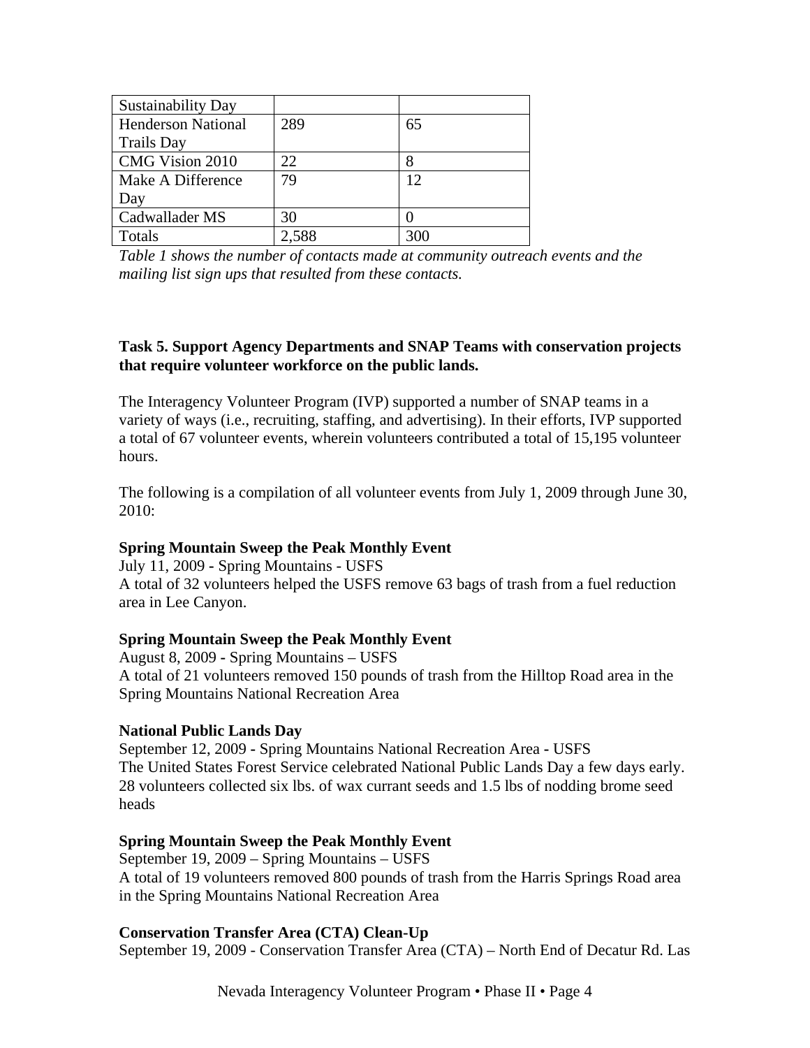| | | |
|---|---|---|
| Sustainability Day | | |
| Henderson National Trails Day | 289 | 65 |
| CMG Vision 2010 | 22 | 8 |
| Make A Difference Day | 79 | 12 |
| Cadwallader MS | 30 | 0 |
| Totals | 2,588 | 300 |

*Table 1 shows the number of contacts made at community outreach events and the mailing list sign ups that resulted from these contacts.*

**Task 5. Support Agency Departments and SNAP Teams with conservation projects that require volunteer workforce on the public lands.**

The Interagency Volunteer Program (IVP) supported a number of SNAP teams in a variety of ways (i.e., recruiting, staffing, and advertising). In their efforts, IVP supported a total of 67 volunteer events, wherein volunteers contributed a total of 15,195 volunteer hours.

The following is a compilation of all volunteer events from July 1, 2009 through June 30, 2010:

**Spring Mountain Sweep the Peak Monthly Event**
July 11, 2009 - Spring Mountains - USFS
A total of 32 volunteers helped the USFS remove 63 bags of trash from a fuel reduction area in Lee Canyon.

**Spring Mountain Sweep the Peak Monthly Event**
August 8, 2009 - Spring Mountains – USFS
A total of 21 volunteers removed 150 pounds of trash from the Hilltop Road area in the Spring Mountains National Recreation Area

**National Public Lands Day**
September 12, 2009 - Spring Mountains National Recreation Area - USFS
The United States Forest Service celebrated National Public Lands Day a few days early. 28 volunteers collected six lbs. of wax currant seeds and 1.5 lbs of nodding brome seed heads

**Spring Mountain Sweep the Peak Monthly Event**
September 19, 2009 – Spring Mountains – USFS
A total of 19 volunteers removed 800 pounds of trash from the Harris Springs Road area in the Spring Mountains National Recreation Area

**Conservation Transfer Area (CTA) Clean-Up**
September 19, 2009 - Conservation Transfer Area (CTA) – North End of Decatur Rd. Las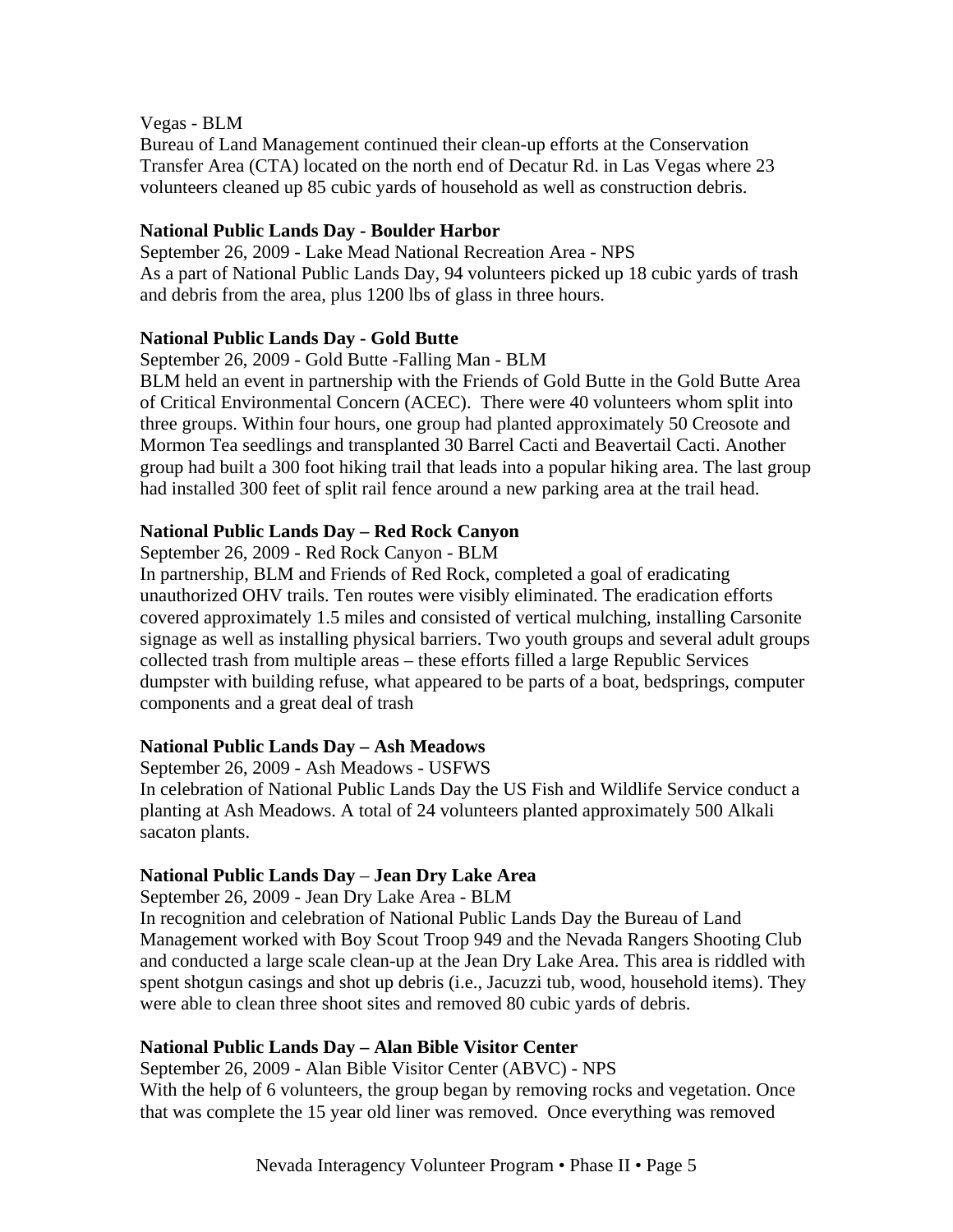Vegas - BLM
Bureau of Land Management continued their clean-up efforts at the Conservation Transfer Area (CTA) located on the north end of Decatur Rd. in Las Vegas where 23 volunteers cleaned up 85 cubic yards of household as well as construction debris.

**National Public Lands Day - Boulder Harbor**

September 26, 2009 - Lake Mead National Recreation Area - NPS
As a part of National Public Lands Day, 94 volunteers picked up 18 cubic yards of trash and debris from the area, plus 1200 lbs of glass in three hours.

**National Public Lands Day - Gold Butte**

September 26, 2009 - Gold Butte -Falling Man - BLM
BLM held an event in partnership with the Friends of Gold Butte in the Gold Butte Area of Critical Environmental Concern (ACEC). There were 40 volunteers whom split into three groups. Within four hours, one group had planted approximately 50 Creosote and Mormon Tea seedlings and transplanted 30 Barrel Cacti and Beavertail Cacti. Another group had built a 300 foot hiking trail that leads into a popular hiking area. The last group had installed 300 feet of split rail fence around a new parking area at the trail head.

**National Public Lands Day – Red Rock Canyon**

September 26, 2009 - Red Rock Canyon - BLM
In partnership, BLM and Friends of Red Rock, completed a goal of eradicating unauthorized OHV trails. Ten routes were visibly eliminated. The eradication efforts covered approximately 1.5 miles and consisted of vertical mulching, installing Carsonite signage as well as installing physical barriers. Two youth groups and several adult groups collected trash from multiple areas – these efforts filled a large Republic Services dumpster with building refuse, what appeared to be parts of a boat, bedsprings, computer components and a great deal of trash

**National Public Lands Day – Ash Meadows**

September 26, 2009 - Ash Meadows - USFWS
In celebration of National Public Lands Day the US Fish and Wildlife Service conduct a planting at Ash Meadows. A total of 24 volunteers planted approximately 500 Alkali sacaton plants.

**National Public Lands Day – Jean Dry Lake Area**

September 26, 2009 - Jean Dry Lake Area - BLM
In recognition and celebration of National Public Lands Day the Bureau of Land Management worked with Boy Scout Troop 949 and the Nevada Rangers Shooting Club and conducted a large scale clean-up at the Jean Dry Lake Area. This area is riddled with spent shotgun casings and shot up debris (i.e., Jacuzzi tub, wood, household items). They were able to clean three shoot sites and removed 80 cubic yards of debris.

**National Public Lands Day – Alan Bible Visitor Center**

September 26, 2009 - Alan Bible Visitor Center (ABVC) - NPS
With the help of 6 volunteers, the group began by removing rocks and vegetation. Once that was complete the 15 year old liner was removed. Once everything was removed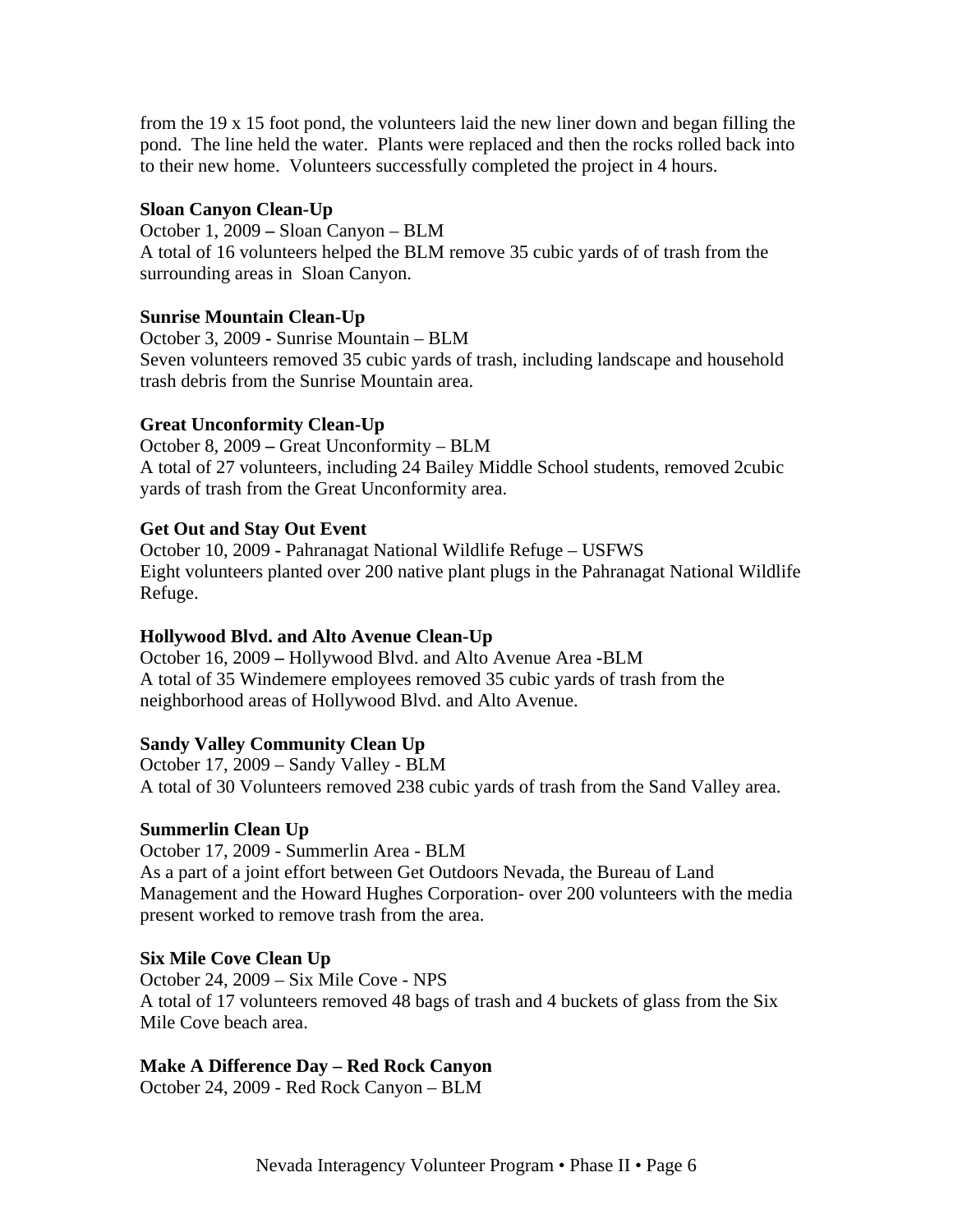from the 19 x 15 foot pond, the volunteers laid the new liner down and began filling the pond. The line held the water. Plants were replaced and then the rocks rolled back into to their new home. Volunteers successfully completed the project in 4 hours.

**Sloan Canyon Clean-Up**

October 1, 2009 – Sloan Canyon – BLM

A total of 16 volunteers helped the BLM remove 35 cubic yards of of trash from the surrounding areas in Sloan Canyon.

**Sunrise Mountain Clean-Up**

October 3, 2009 - Sunrise Mountain – BLM

Seven volunteers removed 35 cubic yards of trash, including landscape and household trash debris from the Sunrise Mountain area.

**Great Unconformity Clean-Up**

October 8, 2009 – Great Unconformity – BLM

A total of 27 volunteers, including 24 Bailey Middle School students, removed 2cubic yards of trash from the Great Unconformity area.

**Get Out and Stay Out Event**

October 10, 2009 - Pahranagat National Wildlife Refuge – USFWS

Eight volunteers planted over 200 native plant plugs in the Pahranagat National Wildlife Refuge.

**Hollywood Blvd. and Alto Avenue Clean-Up**

October 16, 2009 – Hollywood Blvd. and Alto Avenue Area -BLM

A total of 35 Windemere employees removed 35 cubic yards of trash from the neighborhood areas of Hollywood Blvd. and Alto Avenue.

**Sandy Valley Community Clean Up**

October 17, 2009 – Sandy Valley - BLM

A total of 30 Volunteers removed 238 cubic yards of trash from the Sand Valley area.

**Summerlin Clean Up**

October 17, 2009 - Summerlin Area - BLM

As a part of a joint effort between Get Outdoors Nevada, the Bureau of Land Management and the Howard Hughes Corporation- over 200 volunteers with the media present worked to remove trash from the area.

**Six Mile Cove Clean Up**

October 24, 2009 – Six Mile Cove - NPS

A total of 17 volunteers removed 48 bags of trash and 4 buckets of glass from the Six Mile Cove beach area.

**Make A Difference Day – Red Rock Canyon**

October 24, 2009 - Red Rock Canyon – BLM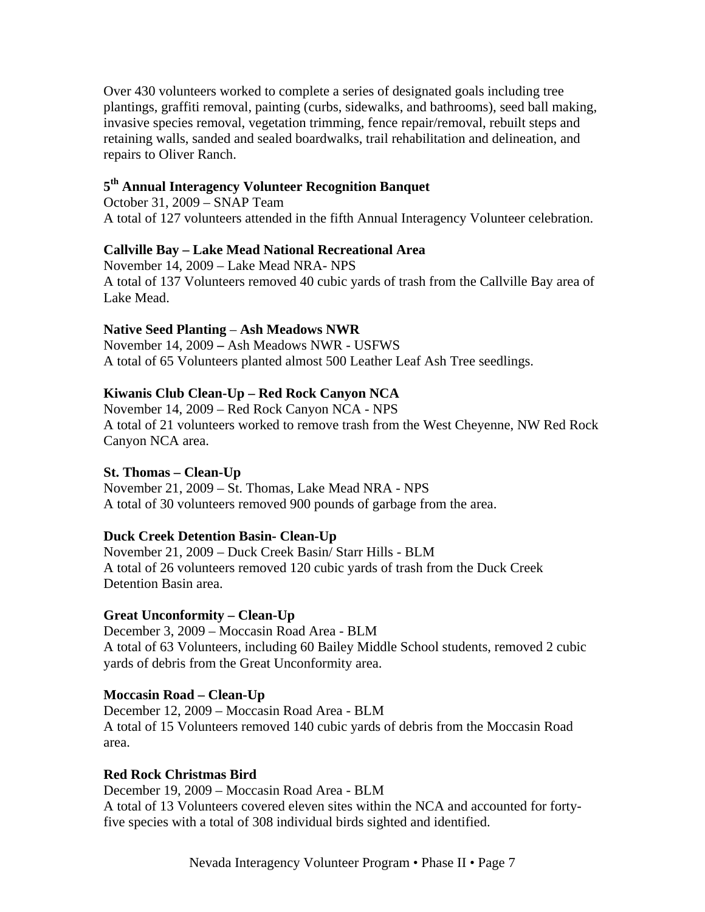Over 430 volunteers worked to complete a series of designated goals including tree plantings, graffiti removal, painting (curbs, sidewalks, and bathrooms), seed ball making, invasive species removal, vegetation trimming, fence repair/removal, rebuilt steps and retaining walls, sanded and sealed boardwalks, trail rehabilitation and delineation, and repairs to Oliver Ranch.

**5th Annual Interagency Volunteer Recognition Banquet**
October 31, 2009 – SNAP Team
A total of 127 volunteers attended in the fifth Annual Interagency Volunteer celebration.

**Callville Bay – Lake Mead National Recreational Area**
November 14, 2009 – Lake Mead NRA- NPS
A total of 137 Volunteers removed 40 cubic yards of trash from the Callville Bay area of Lake Mead.

**Native Seed Planting – Ash Meadows NWR**
November 14, 2009 – Ash Meadows NWR - USFWS
A total of 65 Volunteers planted almost 500 Leather Leaf Ash Tree seedlings.

**Kiwanis Club Clean-Up – Red Rock Canyon NCA**
November 14, 2009 – Red Rock Canyon NCA - NPS
A total of 21 volunteers worked to remove trash from the West Cheyenne, NW Red Rock Canyon NCA area.

**St. Thomas – Clean-Up**
November 21, 2009 – St. Thomas, Lake Mead NRA - NPS
A total of 30 volunteers removed 900 pounds of garbage from the area.

**Duck Creek Detention Basin- Clean-Up**
November 21, 2009 – Duck Creek Basin/ Starr Hills - BLM
A total of 26 volunteers removed 120 cubic yards of trash from the Duck Creek Detention Basin area.

**Great Unconformity – Clean-Up**
December 3, 2009 – Moccasin Road Area - BLM
A total of 63 Volunteers, including 60 Bailey Middle School students, removed 2 cubic yards of debris from the Great Unconformity area.

**Moccasin Road – Clean-Up**
December 12, 2009 – Moccasin Road Area - BLM
A total of 15 Volunteers removed 140 cubic yards of debris from the Moccasin Road area.

**Red Rock Christmas Bird**
December 19, 2009 – Moccasin Road Area - BLM
A total of 13 Volunteers covered eleven sites within the NCA and accounted for forty-five species with a total of 308 individual birds sighted and identified.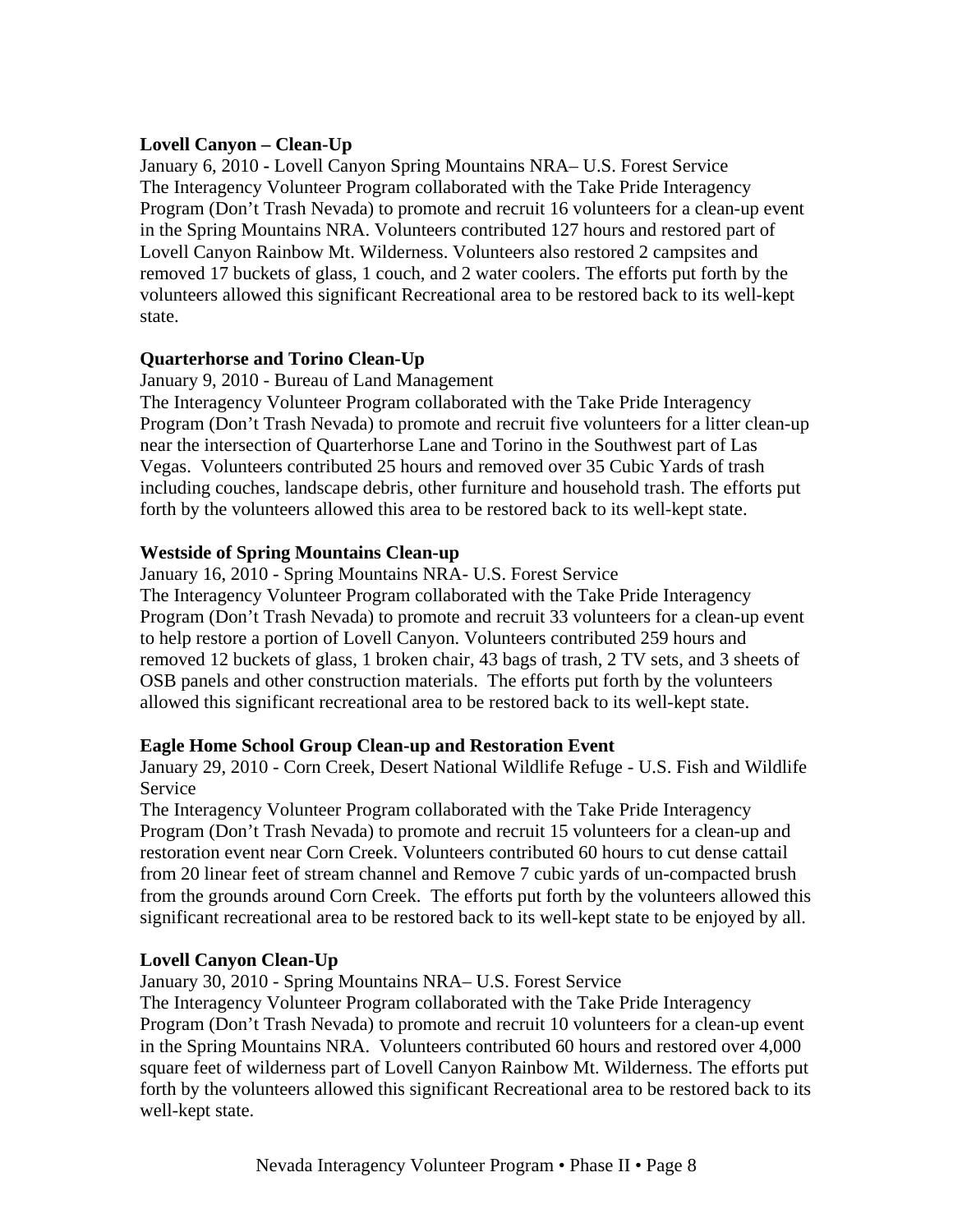**Lovell Canyon – Clean-Up**

January 6, 2010 - Lovell Canyon Spring Mountains NRA– U.S. Forest Service

The Interagency Volunteer Program collaborated with the Take Pride Interagency Program (Don't Trash Nevada) to promote and recruit 16 volunteers for a clean-up event in the Spring Mountains NRA. Volunteers contributed 127 hours and restored part of Lovell Canyon Rainbow Mt. Wilderness. Volunteers also restored 2 campsites and removed 17 buckets of glass, 1 couch, and 2 water coolers. The efforts put forth by the volunteers allowed this significant Recreational area to be restored back to its well-kept state.

**Quarterhorse and Torino Clean-Up**

January 9, 2010 - Bureau of Land Management

The Interagency Volunteer Program collaborated with the Take Pride Interagency Program (Don't Trash Nevada) to promote and recruit five volunteers for a litter clean-up near the intersection of Quarterhorse Lane and Torino in the Southwest part of Las Vegas. Volunteers contributed 25 hours and removed over 35 Cubic Yards of trash including couches, landscape debris, other furniture and household trash. The efforts put forth by the volunteers allowed this area to be restored back to its well-kept state.

**Westside of Spring Mountains Clean-up**

January 16, 2010 - Spring Mountains NRA- U.S. Forest Service

The Interagency Volunteer Program collaborated with the Take Pride Interagency Program (Don't Trash Nevada) to promote and recruit 33 volunteers for a clean-up event to help restore a portion of Lovell Canyon. Volunteers contributed 259 hours and removed 12 buckets of glass, 1 broken chair, 43 bags of trash, 2 TV sets, and 3 sheets of OSB panels and other construction materials. The efforts put forth by the volunteers allowed this significant recreational area to be restored back to its well-kept state.

**Eagle Home School Group Clean-up and Restoration Event**

January 29, 2010 - Corn Creek, Desert National Wildlife Refuge - U.S. Fish and Wildlife Service

The Interagency Volunteer Program collaborated with the Take Pride Interagency Program (Don't Trash Nevada) to promote and recruit 15 volunteers for a clean-up and restoration event near Corn Creek. Volunteers contributed 60 hours to cut dense cattail from 20 linear feet of stream channel and Remove 7 cubic yards of un-compacted brush from the grounds around Corn Creek. The efforts put forth by the volunteers allowed this significant recreational area to be restored back to its well-kept state to be enjoyed by all.

**Lovell Canyon Clean-Up**

January 30, 2010 - Spring Mountains NRA– U.S. Forest Service

The Interagency Volunteer Program collaborated with the Take Pride Interagency Program (Don't Trash Nevada) to promote and recruit 10 volunteers for a clean-up event in the Spring Mountains NRA. Volunteers contributed 60 hours and restored over 4,000 square feet of wilderness part of Lovell Canyon Rainbow Mt. Wilderness. The efforts put forth by the volunteers allowed this significant Recreational area to be restored back to its well-kept state.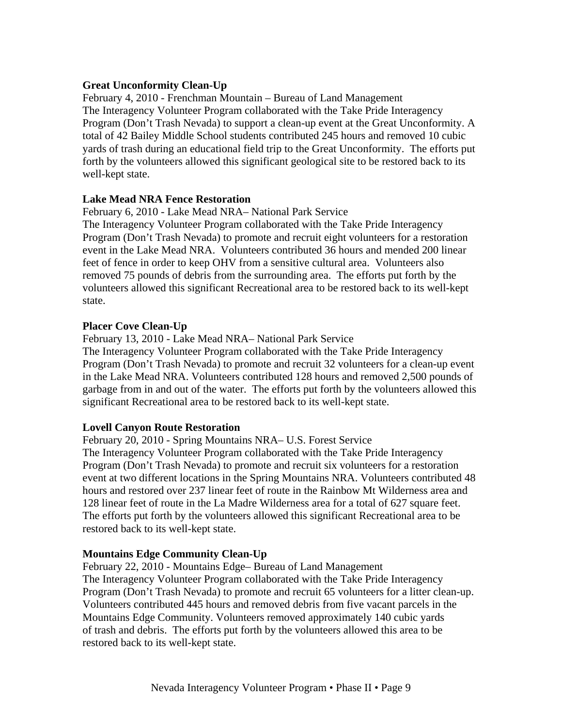**Great Unconformity Clean-Up**

February 4, 2010 - Frenchman Mountain – Bureau of Land Management

The Interagency Volunteer Program collaborated with the Take Pride Interagency Program (Don't Trash Nevada) to support a clean-up event at the Great Unconformity. A total of 42 Bailey Middle School students contributed 245 hours and removed 10 cubic yards of trash during an educational field trip to the Great Unconformity. The efforts put forth by the volunteers allowed this significant geological site to be restored back to its well-kept state.

**Lake Mead NRA Fence Restoration**

February 6, 2010 - Lake Mead NRA– National Park Service

The Interagency Volunteer Program collaborated with the Take Pride Interagency Program (Don't Trash Nevada) to promote and recruit eight volunteers for a restoration event in the Lake Mead NRA. Volunteers contributed 36 hours and mended 200 linear feet of fence in order to keep OHV from a sensitive cultural area. Volunteers also removed 75 pounds of debris from the surrounding area. The efforts put forth by the volunteers allowed this significant Recreational area to be restored back to its well-kept state.

**Placer Cove Clean-Up**

February 13, 2010 - Lake Mead NRA– National Park Service

The Interagency Volunteer Program collaborated with the Take Pride Interagency Program (Don't Trash Nevada) to promote and recruit 32 volunteers for a clean-up event in the Lake Mead NRA. Volunteers contributed 128 hours and removed 2,500 pounds of garbage from in and out of the water. The efforts put forth by the volunteers allowed this significant Recreational area to be restored back to its well-kept state.

**Lovell Canyon Route Restoration**

February 20, 2010 - Spring Mountains NRA– U.S. Forest Service

The Interagency Volunteer Program collaborated with the Take Pride Interagency Program (Don't Trash Nevada) to promote and recruit six volunteers for a restoration event at two different locations in the Spring Mountains NRA. Volunteers contributed 48 hours and restored over 237 linear feet of route in the Rainbow Mt Wilderness area and 128 linear feet of route in the La Madre Wilderness area for a total of 627 square feet. The efforts put forth by the volunteers allowed this significant Recreational area to be restored back to its well-kept state.

**Mountains Edge Community Clean-Up**

February 22, 2010 - Mountains Edge– Bureau of Land Management

The Interagency Volunteer Program collaborated with the Take Pride Interagency Program (Don't Trash Nevada) to promote and recruit 65 volunteers for a litter clean-up. Volunteers contributed 445 hours and removed debris from five vacant parcels in the Mountains Edge Community. Volunteers removed approximately 140 cubic yards of trash and debris. The efforts put forth by the volunteers allowed this area to be restored back to its well-kept state.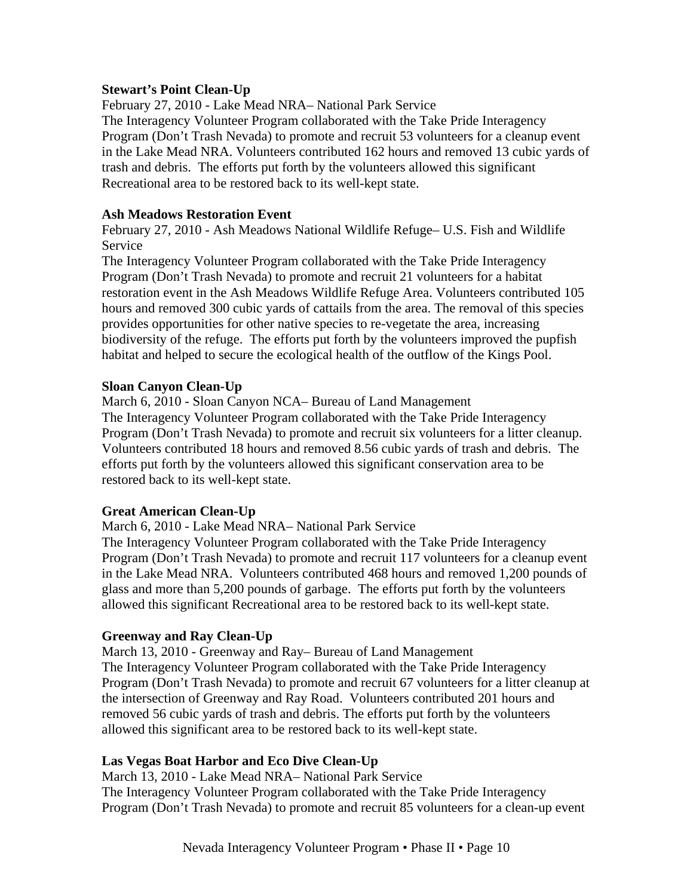**Stewart's Point Clean-Up**

February 27, 2010 - Lake Mead NRA– National Park Service

The Interagency Volunteer Program collaborated with the Take Pride Interagency Program (Don't Trash Nevada) to promote and recruit 53 volunteers for a cleanup event in the Lake Mead NRA. Volunteers contributed 162 hours and removed 13 cubic yards of trash and debris. The efforts put forth by the volunteers allowed this significant Recreational area to be restored back to its well-kept state.

**Ash Meadows Restoration Event**

February 27, 2010 - Ash Meadows National Wildlife Refuge– U.S. Fish and Wildlife Service

The Interagency Volunteer Program collaborated with the Take Pride Interagency Program (Don't Trash Nevada) to promote and recruit 21 volunteers for a habitat restoration event in the Ash Meadows Wildlife Refuge Area. Volunteers contributed 105 hours and removed 300 cubic yards of cattails from the area. The removal of this species provides opportunities for other native species to re-vegetate the area, increasing biodiversity of the refuge. The efforts put forth by the volunteers improved the pupfish habitat and helped to secure the ecological health of the outflow of the Kings Pool.

**Sloan Canyon Clean-Up**

March 6, 2010 - Sloan Canyon NCA– Bureau of Land Management

The Interagency Volunteer Program collaborated with the Take Pride Interagency Program (Don't Trash Nevada) to promote and recruit six volunteers for a litter cleanup. Volunteers contributed 18 hours and removed 8.56 cubic yards of trash and debris. The efforts put forth by the volunteers allowed this significant conservation area to be restored back to its well-kept state.

**Great American Clean-Up**

March 6, 2010 - Lake Mead NRA– National Park Service

The Interagency Volunteer Program collaborated with the Take Pride Interagency Program (Don't Trash Nevada) to promote and recruit 117 volunteers for a cleanup event in the Lake Mead NRA. Volunteers contributed 468 hours and removed 1,200 pounds of glass and more than 5,200 pounds of garbage. The efforts put forth by the volunteers allowed this significant Recreational area to be restored back to its well-kept state.

**Greenway and Ray Clean-Up**

March 13, 2010 - Greenway and Ray– Bureau of Land Management

The Interagency Volunteer Program collaborated with the Take Pride Interagency Program (Don't Trash Nevada) to promote and recruit 67 volunteers for a litter cleanup at the intersection of Greenway and Ray Road. Volunteers contributed 201 hours and removed 56 cubic yards of trash and debris. The efforts put forth by the volunteers allowed this significant area to be restored back to its well-kept state.

**Las Vegas Boat Harbor and Eco Dive Clean-Up**

March 13, 2010 - Lake Mead NRA– National Park Service

The Interagency Volunteer Program collaborated with the Take Pride Interagency Program (Don't Trash Nevada) to promote and recruit 85 volunteers for a clean-up event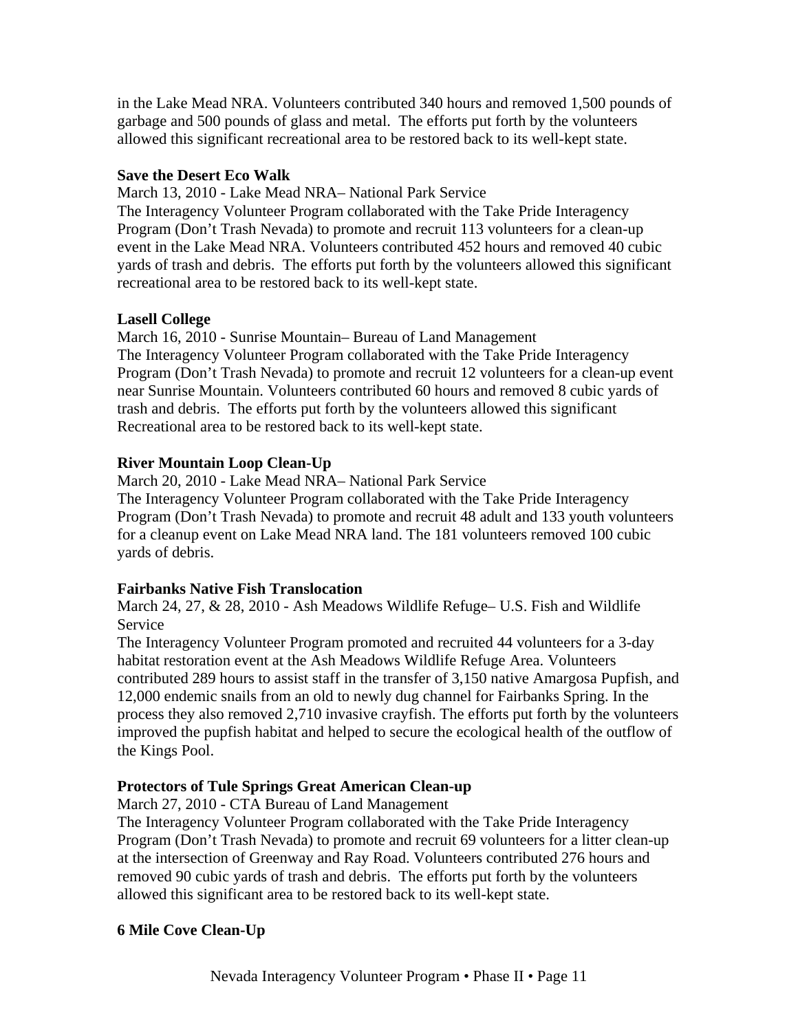in the Lake Mead NRA. Volunteers contributed 340 hours and removed 1,500 pounds of garbage and 500 pounds of glass and metal. The efforts put forth by the volunteers allowed this significant recreational area to be restored back to its well-kept state.

**Save the Desert Eco Walk**

March 13, 2010 - Lake Mead NRA– National Park Service

The Interagency Volunteer Program collaborated with the Take Pride Interagency Program (Don't Trash Nevada) to promote and recruit 113 volunteers for a clean-up event in the Lake Mead NRA. Volunteers contributed 452 hours and removed 40 cubic yards of trash and debris. The efforts put forth by the volunteers allowed this significant recreational area to be restored back to its well-kept state.

**Lasell College**

March 16, 2010 - Sunrise Mountain– Bureau of Land Management

The Interagency Volunteer Program collaborated with the Take Pride Interagency Program (Don't Trash Nevada) to promote and recruit 12 volunteers for a clean-up event near Sunrise Mountain. Volunteers contributed 60 hours and removed 8 cubic yards of trash and debris. The efforts put forth by the volunteers allowed this significant Recreational area to be restored back to its well-kept state.

**River Mountain Loop Clean-Up**

March 20, 2010 - Lake Mead NRA– National Park Service

The Interagency Volunteer Program collaborated with the Take Pride Interagency Program (Don't Trash Nevada) to promote and recruit 48 adult and 133 youth volunteers for a cleanup event on Lake Mead NRA land. The 181 volunteers removed 100 cubic yards of debris.

**Fairbanks Native Fish Translocation**

March 24, 27, & 28, 2010 - Ash Meadows Wildlife Refuge– U.S. Fish and Wildlife Service

The Interagency Volunteer Program promoted and recruited 44 volunteers for a 3-day habitat restoration event at the Ash Meadows Wildlife Refuge Area. Volunteers contributed 289 hours to assist staff in the transfer of 3,150 native Amargosa Pupfish, and 12,000 endemic snails from an old to newly dug channel for Fairbanks Spring. In the process they also removed 2,710 invasive crayfish. The efforts put forth by the volunteers improved the pupfish habitat and helped to secure the ecological health of the outflow of the Kings Pool.

**Protectors of Tule Springs Great American Clean-up**

March 27, 2010 - CTA Bureau of Land Management

The Interagency Volunteer Program collaborated with the Take Pride Interagency Program (Don't Trash Nevada) to promote and recruit 69 volunteers for a litter clean-up at the intersection of Greenway and Ray Road. Volunteers contributed 276 hours and removed 90 cubic yards of trash and debris. The efforts put forth by the volunteers allowed this significant area to be restored back to its well-kept state.

**6 Mile Cove Clean-Up**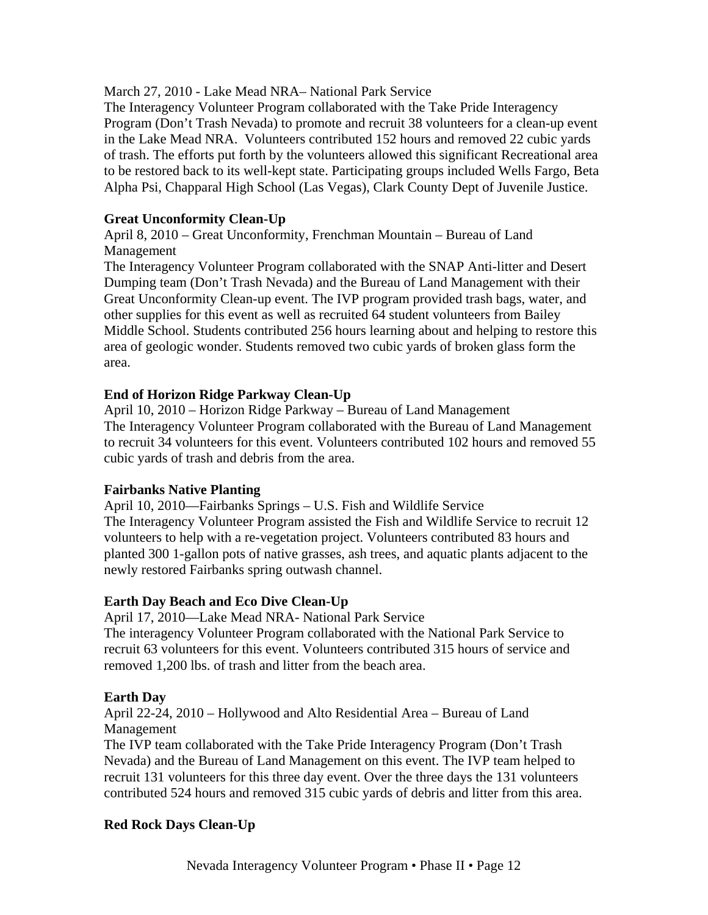March 27, 2010 - Lake Mead NRA– National Park Service
The Interagency Volunteer Program collaborated with the Take Pride Interagency Program (Don't Trash Nevada) to promote and recruit 38 volunteers for a clean-up event in the Lake Mead NRA. Volunteers contributed 152 hours and removed 22 cubic yards of trash. The efforts put forth by the volunteers allowed this significant Recreational area to be restored back to its well-kept state. Participating groups included Wells Fargo, Beta Alpha Psi, Chapparal High School (Las Vegas), Clark County Dept of Juvenile Justice.

**Great Unconformity Clean-Up**
April 8, 2010 – Great Unconformity, Frenchman Mountain – Bureau of Land Management
The Interagency Volunteer Program collaborated with the SNAP Anti-litter and Desert Dumping team (Don't Trash Nevada) and the Bureau of Land Management with their Great Unconformity Clean-up event. The IVP program provided trash bags, water, and other supplies for this event as well as recruited 64 student volunteers from Bailey Middle School. Students contributed 256 hours learning about and helping to restore this area of geologic wonder. Students removed two cubic yards of broken glass form the area.

**End of Horizon Ridge Parkway Clean-Up**
April 10, 2010 – Horizon Ridge Parkway – Bureau of Land Management
The Interagency Volunteer Program collaborated with the Bureau of Land Management to recruit 34 volunteers for this event. Volunteers contributed 102 hours and removed 55 cubic yards of trash and debris from the area.

**Fairbanks Native Planting**
April 10, 2010—Fairbanks Springs – U.S. Fish and Wildlife Service
The Interagency Volunteer Program assisted the Fish and Wildlife Service to recruit 12 volunteers to help with a re-vegetation project. Volunteers contributed 83 hours and planted 300 1-gallon pots of native grasses, ash trees, and aquatic plants adjacent to the newly restored Fairbanks spring outwash channel.

**Earth Day Beach and Eco Dive Clean-Up**
April 17, 2010—Lake Mead NRA- National Park Service
The interagency Volunteer Program collaborated with the National Park Service to recruit 63 volunteers for this event. Volunteers contributed 315 hours of service and removed 1,200 lbs. of trash and litter from the beach area.

**Earth Day**
April 22-24, 2010 – Hollywood and Alto Residential Area – Bureau of Land Management
The IVP team collaborated with the Take Pride Interagency Program (Don't Trash Nevada) and the Bureau of Land Management on this event. The IVP team helped to recruit 131 volunteers for this three day event. Over the three days the 131 volunteers contributed 524 hours and removed 315 cubic yards of debris and litter from this area.

**Red Rock Days Clean-Up**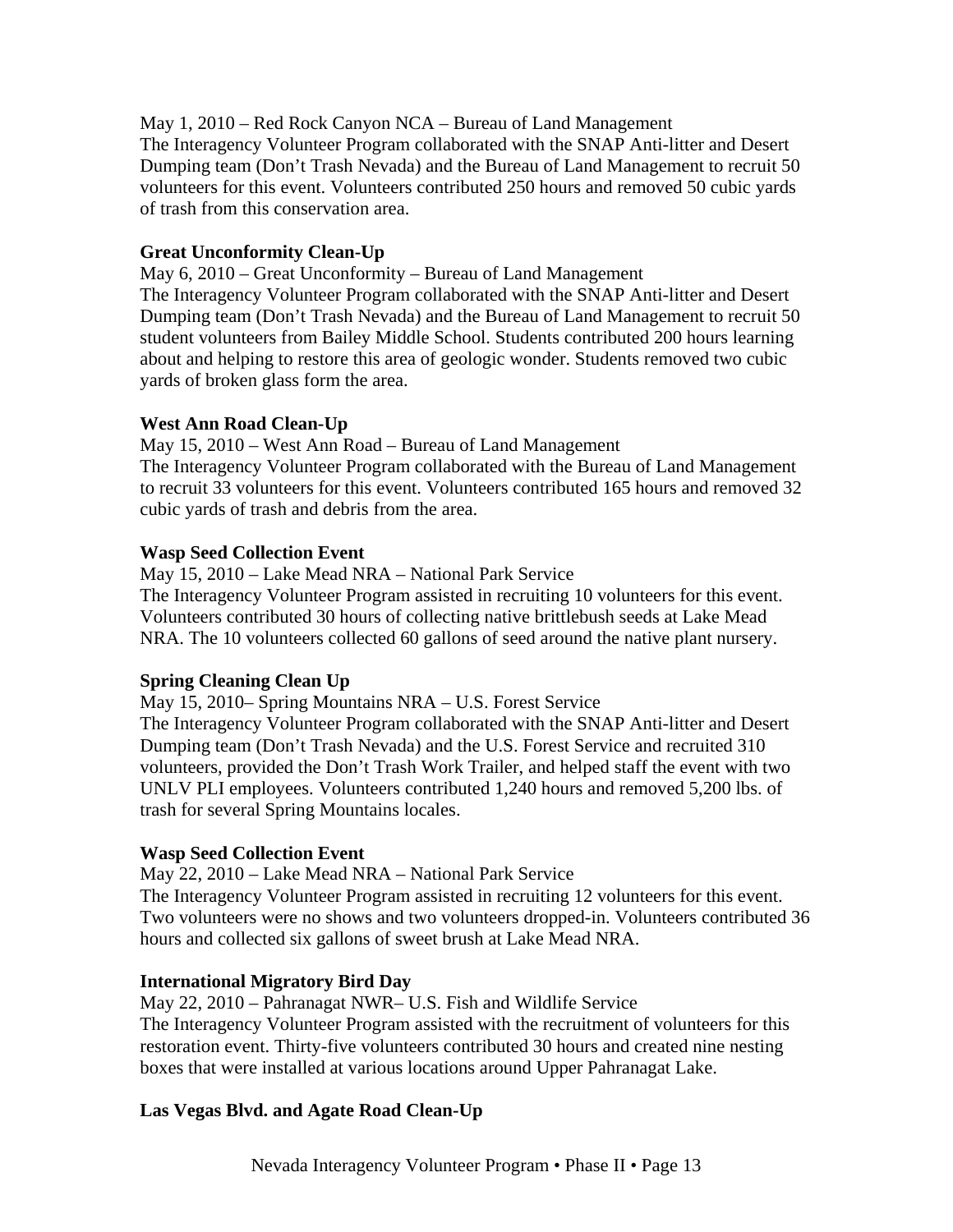May 1, 2010 – Red Rock Canyon NCA – Bureau of Land Management
The Interagency Volunteer Program collaborated with the SNAP Anti-litter and Desert Dumping team (Don't Trash Nevada) and the Bureau of Land Management to recruit 50 volunteers for this event. Volunteers contributed 250 hours and removed 50 cubic yards of trash from this conservation area.

**Great Unconformity Clean-Up**

May 6, 2010 – Great Unconformity – Bureau of Land Management
The Interagency Volunteer Program collaborated with the SNAP Anti-litter and Desert Dumping team (Don't Trash Nevada) and the Bureau of Land Management to recruit 50 student volunteers from Bailey Middle School. Students contributed 200 hours learning about and helping to restore this area of geologic wonder. Students removed two cubic yards of broken glass form the area.

**West Ann Road Clean-Up**

May 15, 2010 – West Ann Road – Bureau of Land Management
The Interagency Volunteer Program collaborated with the Bureau of Land Management to recruit 33 volunteers for this event. Volunteers contributed 165 hours and removed 32 cubic yards of trash and debris from the area.

**Wasp Seed Collection Event**

May 15, 2010 – Lake Mead NRA – National Park Service
The Interagency Volunteer Program assisted in recruiting 10 volunteers for this event. Volunteers contributed 30 hours of collecting native brittlebush seeds at Lake Mead NRA. The 10 volunteers collected 60 gallons of seed around the native plant nursery.

**Spring Cleaning Clean Up**

May 15, 2010– Spring Mountains NRA – U.S. Forest Service
The Interagency Volunteer Program collaborated with the SNAP Anti-litter and Desert Dumping team (Don't Trash Nevada) and the U.S. Forest Service and recruited 310 volunteers, provided the Don't Trash Work Trailer, and helped staff the event with two UNLV PLI employees. Volunteers contributed 1,240 hours and removed 5,200 lbs. of trash for several Spring Mountains locales.

**Wasp Seed Collection Event**

May 22, 2010 – Lake Mead NRA – National Park Service
The Interagency Volunteer Program assisted in recruiting 12 volunteers for this event. Two volunteers were no shows and two volunteers dropped-in. Volunteers contributed 36 hours and collected six gallons of sweet brush at Lake Mead NRA.

**International Migratory Bird Day**

May 22, 2010 – Pahranagat NWR– U.S. Fish and Wildlife Service
The Interagency Volunteer Program assisted with the recruitment of volunteers for this restoration event. Thirty-five volunteers contributed 30 hours and created nine nesting boxes that were installed at various locations around Upper Pahranagat Lake.

**Las Vegas Blvd. and Agate Road Clean-Up**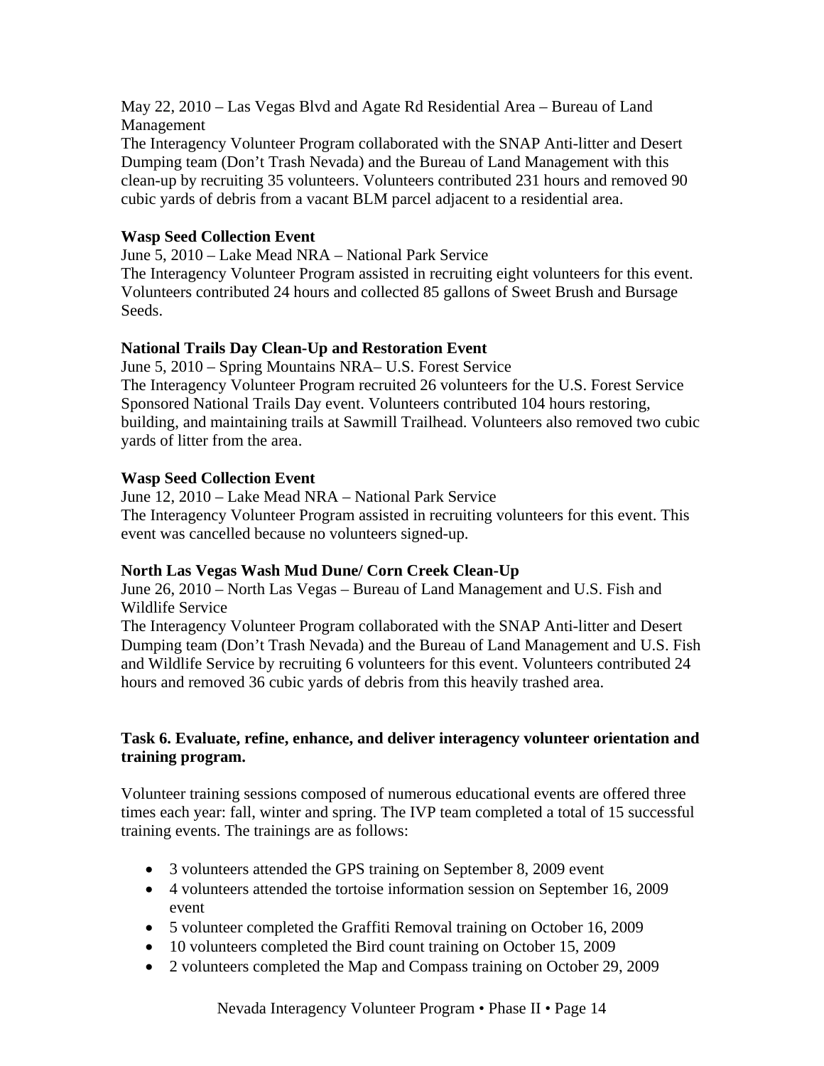May 22, 2010 – Las Vegas Blvd and Agate Rd Residential Area – Bureau of Land Management
The Interagency Volunteer Program collaborated with the SNAP Anti-litter and Desert Dumping team (Don't Trash Nevada) and the Bureau of Land Management with this clean-up by recruiting 35 volunteers. Volunteers contributed 231 hours and removed 90 cubic yards of debris from a vacant BLM parcel adjacent to a residential area.

**Wasp Seed Collection Event**
June 5, 2010 – Lake Mead NRA – National Park Service
The Interagency Volunteer Program assisted in recruiting eight volunteers for this event. Volunteers contributed 24 hours and collected 85 gallons of Sweet Brush and Bursage Seeds.

**National Trails Day Clean-Up and Restoration Event**
June 5, 2010 – Spring Mountains NRA– U.S. Forest Service
The Interagency Volunteer Program recruited 26 volunteers for the U.S. Forest Service Sponsored National Trails Day event. Volunteers contributed 104 hours restoring, building, and maintaining trails at Sawmill Trailhead. Volunteers also removed two cubic yards of litter from the area.

**Wasp Seed Collection Event**
June 12, 2010 – Lake Mead NRA – National Park Service
The Interagency Volunteer Program assisted in recruiting volunteers for this event. This event was cancelled because no volunteers signed-up.

**North Las Vegas Wash Mud Dune/ Corn Creek Clean-Up**
June 26, 2010 – North Las Vegas – Bureau of Land Management and U.S. Fish and Wildlife Service
The Interagency Volunteer Program collaborated with the SNAP Anti-litter and Desert Dumping team (Don't Trash Nevada) and the Bureau of Land Management and U.S. Fish and Wildlife Service by recruiting 6 volunteers for this event. Volunteers contributed 24 hours and removed 36 cubic yards of debris from this heavily trashed area.

**Task 6. Evaluate, refine, enhance, and deliver interagency volunteer orientation and training program.**

Volunteer training sessions composed of numerous educational events are offered three times each year: fall, winter and spring. The IVP team completed a total of 15 successful training events. The trainings are as follows:

- 3 volunteers attended the GPS training on September 8, 2009 event
- 4 volunteers attended the tortoise information session on September 16, 2009 event
- 5 volunteer completed the Graffiti Removal training on October 16, 2009
- 10 volunteers completed the Bird count training on October 15, 2009
- 2 volunteers completed the Map and Compass training on October 29, 2009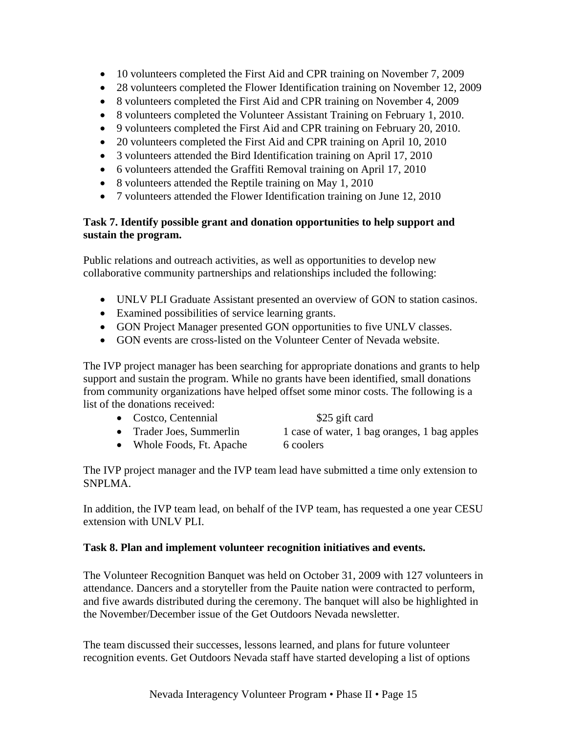- 10 volunteers completed the First Aid and CPR training on November 7, 2009
- 28 volunteers completed the Flower Identification training on November 12, 2009
- 8 volunteers completed the First Aid and CPR training on November 4, 2009
- 8 volunteers completed the Volunteer Assistant Training on February 1, 2010.
- 9 volunteers completed the First Aid and CPR training on February 20, 2010.
- 20 volunteers completed the First Aid and CPR training on April 10, 2010
- 3 volunteers attended the Bird Identification training on April 17, 2010
- 6 volunteers attended the Graffiti Removal training on April 17, 2010
- 8 volunteers attended the Reptile training on May 1, 2010
- 7 volunteers attended the Flower Identification training on June 12, 2010

**Task 7. Identify possible grant and donation opportunities to help support and sustain the program.**

Public relations and outreach activities, as well as opportunities to develop new collaborative community partnerships and relationships included the following:

- UNLV PLI Graduate Assistant presented an overview of GON to station casinos.
- Examined possibilities of service learning grants.
- GON Project Manager presented GON opportunities to five UNLV classes.
- GON events are cross-listed on the Volunteer Center of Nevada website.

The IVP project manager has been searching for appropriate donations and grants to help support and sustain the program. While no grants have been identified, small donations from community organizations have helped offset some minor costs. The following is a list of the donations received:

- Costco, Centennial — $25 gift card
- Trader Joes, Summerlin — 1 case of water, 1 bag oranges, 1 bag apples
- Whole Foods, Ft. Apache — 6 coolers

The IVP project manager and the IVP team lead have submitted a time only extension to SNPLMA.

In addition, the IVP team lead, on behalf of the IVP team, has requested a one year CESU extension with UNLV PLI.

**Task 8. Plan and implement volunteer recognition initiatives and events.**

The Volunteer Recognition Banquet was held on October 31, 2009 with 127 volunteers in attendance. Dancers and a storyteller from the Pauite nation were contracted to perform, and five awards distributed during the ceremony. The banquet will also be highlighted in the November/December issue of the Get Outdoors Nevada newsletter.

The team discussed their successes, lessons learned, and plans for future volunteer recognition events. Get Outdoors Nevada staff have started developing a list of options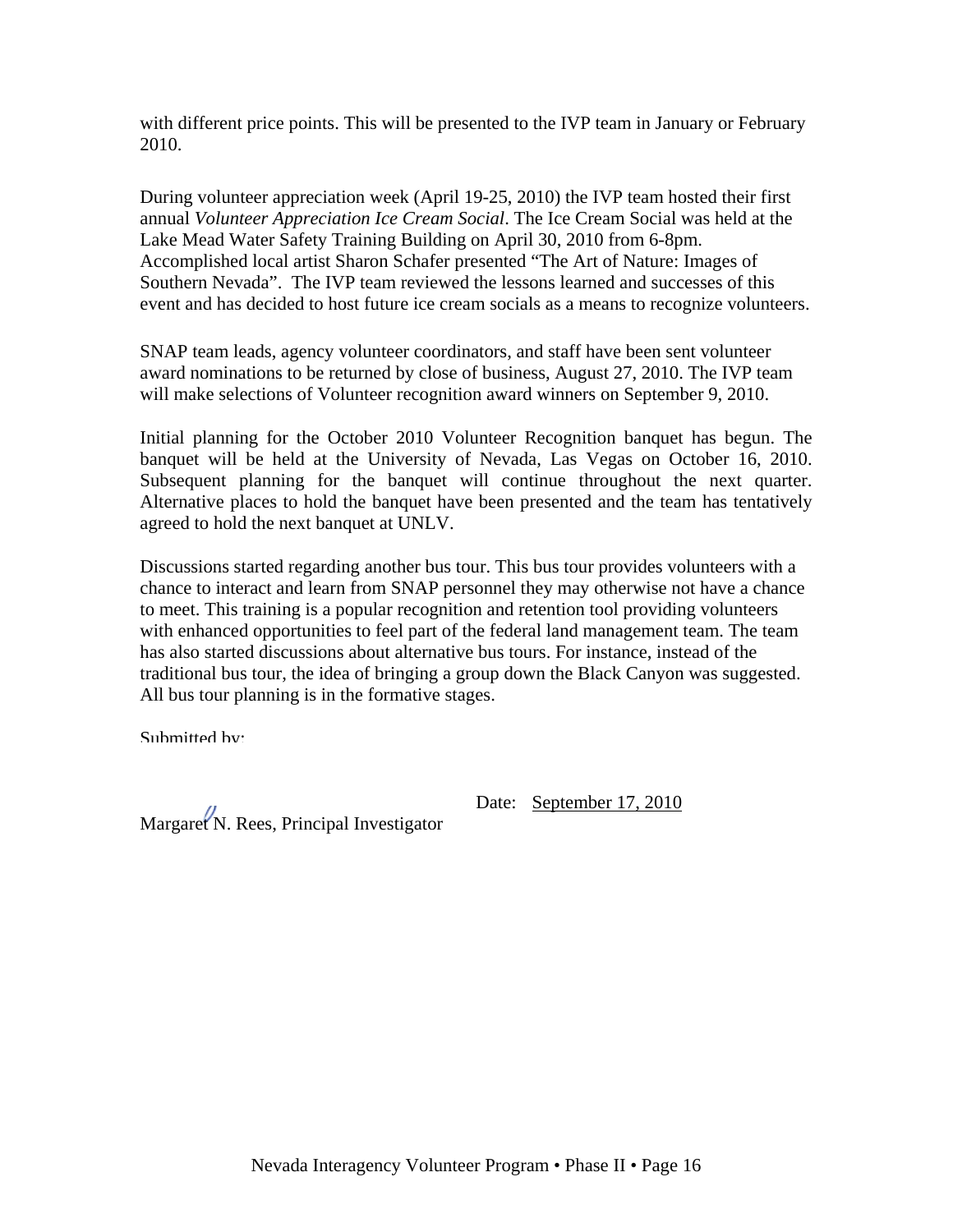with different price points. This will be presented to the IVP team in January or February 2010.

During volunteer appreciation week (April 19-25, 2010) the IVP team hosted their first annual *Volunteer Appreciation Ice Cream Social*. The Ice Cream Social was held at the Lake Mead Water Safety Training Building on April 30, 2010 from 6-8pm. Accomplished local artist Sharon Schafer presented "The Art of Nature: Images of Southern Nevada". The IVP team reviewed the lessons learned and successes of this event and has decided to host future ice cream socials as a means to recognize volunteers.

SNAP team leads, agency volunteer coordinators, and staff have been sent volunteer award nominations to be returned by close of business, August 27, 2010. The IVP team will make selections of Volunteer recognition award winners on September 9, 2010.

Initial planning for the October 2010 Volunteer Recognition banquet has begun. The banquet will be held at the University of Nevada, Las Vegas on October 16, 2010. Subsequent planning for the banquet will continue throughout the next quarter. Alternative places to hold the banquet have been presented and the team has tentatively agreed to hold the next banquet at UNLV.

Discussions started regarding another bus tour. This bus tour provides volunteers with a chance to interact and learn from SNAP personnel they may otherwise not have a chance to meet. This training is a popular recognition and retention tool providing volunteers with enhanced opportunities to feel part of the federal land management team. The team has also started discussions about alternative bus tours. For instance, instead of the traditional bus tour, the idea of bringing a group down the Black Canyon was suggested. All bus tour planning is in the formative stages.

Submitted by:

Margaret N. Rees, Principal Investigator

Date: September 17, 2010